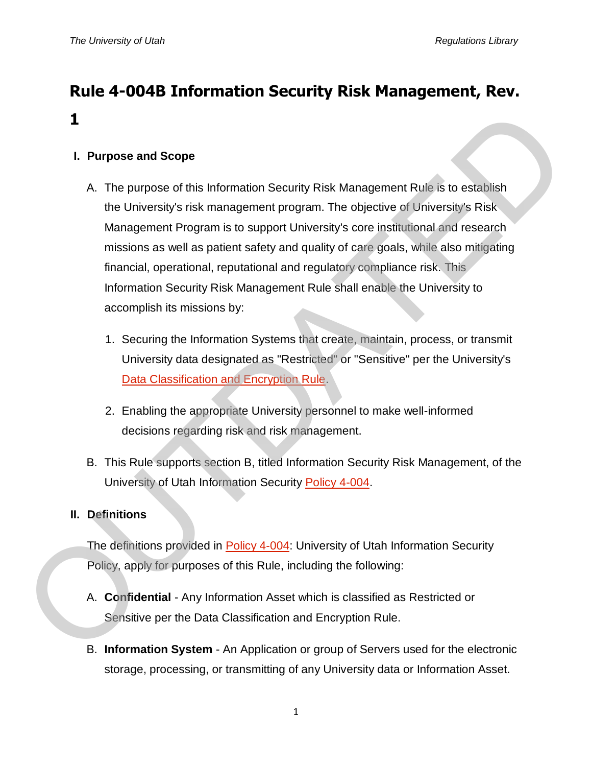# Rule 4-004B Information Security Risk Management, Rev. 1

## I. Purpose and Scope

A. The purpose of this Information Security Risk Management Rule is to establish the University's risk management program. The objective of University's Risk Management Program is to support University's core institutional and research missions as well as patient safety and quality of care goals, while also mitigating financial, operational, reputational and regulatory compliance risk. This Information Security Risk Management Rule shall enable the University to accomplish its missions by:

   1. Securing the Information Systems that create, maintain, process, or transmit University data designated as "Restricted" or "Sensitive" per the University's Data Classification and Encryption Rule.

   2. Enabling the appropriate University personnel to make well-informed decisions regarding risk and risk management.

B. This Rule supports section B, titled Information Security Risk Management, of the University of Utah Information Security Policy 4-004.

## II. Definitions

The definitions provided in Policy 4-004: University of Utah Information Security Policy, apply for purposes of this Rule, including the following:

A. **Confidential** - Any Information Asset which is classified as Restricted or Sensitive per the Data Classification and Encryption Rule.

B. **Information System** - An Application or group of Servers used for the electronic storage, processing, or transmitting of any University data or Information Asset.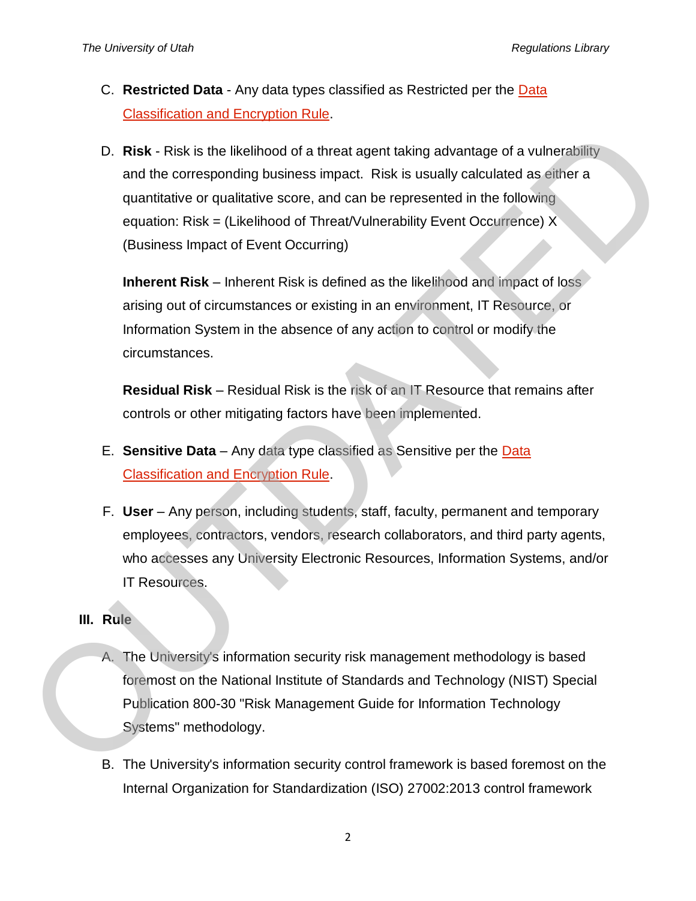C. **Restricted Data** - Any data types classified as Restricted per the Data Classification and Encryption Rule.

D. **Risk** - Risk is the likelihood of a threat agent taking advantage of a vulnerability and the corresponding business impact. Risk is usually calculated as either a quantitative or qualitative score, and can be represented in the following equation: Risk = (Likelihood of Threat/Vulnerability Event Occurrence) X (Business Impact of Event Occurring)

   **Inherent Risk** – Inherent Risk is defined as the likelihood and impact of loss arising out of circumstances or existing in an environment, IT Resource, or Information System in the absence of any action to control or modify the circumstances.

   **Residual Risk** – Residual Risk is the risk of an IT Resource that remains after controls or other mitigating factors have been implemented.

E. **Sensitive Data** – Any data type classified as Sensitive per the Data Classification and Encryption Rule.

F. **User** – Any person, including students, staff, faculty, permanent and temporary employees, contractors, vendors, research collaborators, and third party agents, who accesses any University Electronic Resources, Information Systems, and/or IT Resources.

## III. Rule

A. The University's information security risk management methodology is based foremost on the National Institute of Standards and Technology (NIST) Special Publication 800-30 "Risk Management Guide for Information Technology Systems" methodology.

B. The University's information security control framework is based foremost on the Internal Organization for Standardization (ISO) 27002:2013 control framework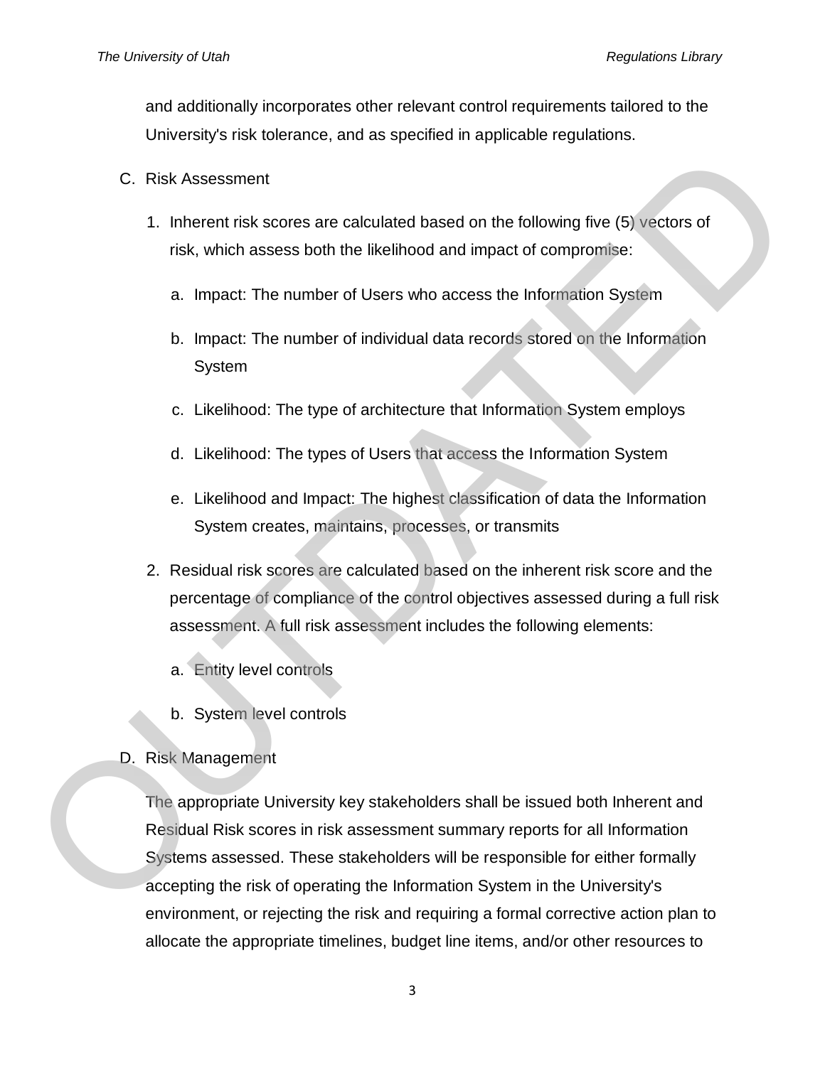and additionally incorporates other relevant control requirements tailored to the University's risk tolerance, and as specified in applicable regulations.

C. Risk Assessment

1. Inherent risk scores are calculated based on the following five (5) vectors of risk, which assess both the likelihood and impact of compromise:

   a. Impact: The number of Users who access the Information System

   b. Impact: The number of individual data records stored on the Information System

   c. Likelihood: The type of architecture that Information System employs

   d. Likelihood: The types of Users that access the Information System

   e. Likelihood and Impact: The highest classification of data the Information System creates, maintains, processes, or transmits

2. Residual risk scores are calculated based on the inherent risk score and the percentage of compliance of the control objectives assessed during a full risk assessment. A full risk assessment includes the following elements:

   a. Entity level controls

   b. System level controls

D. Risk Management

The appropriate University key stakeholders shall be issued both Inherent and Residual Risk scores in risk assessment summary reports for all Information Systems assessed. These stakeholders will be responsible for either formally accepting the risk of operating the Information System in the University's environment, or rejecting the risk and requiring a formal corrective action plan to allocate the appropriate timelines, budget line items, and/or other resources to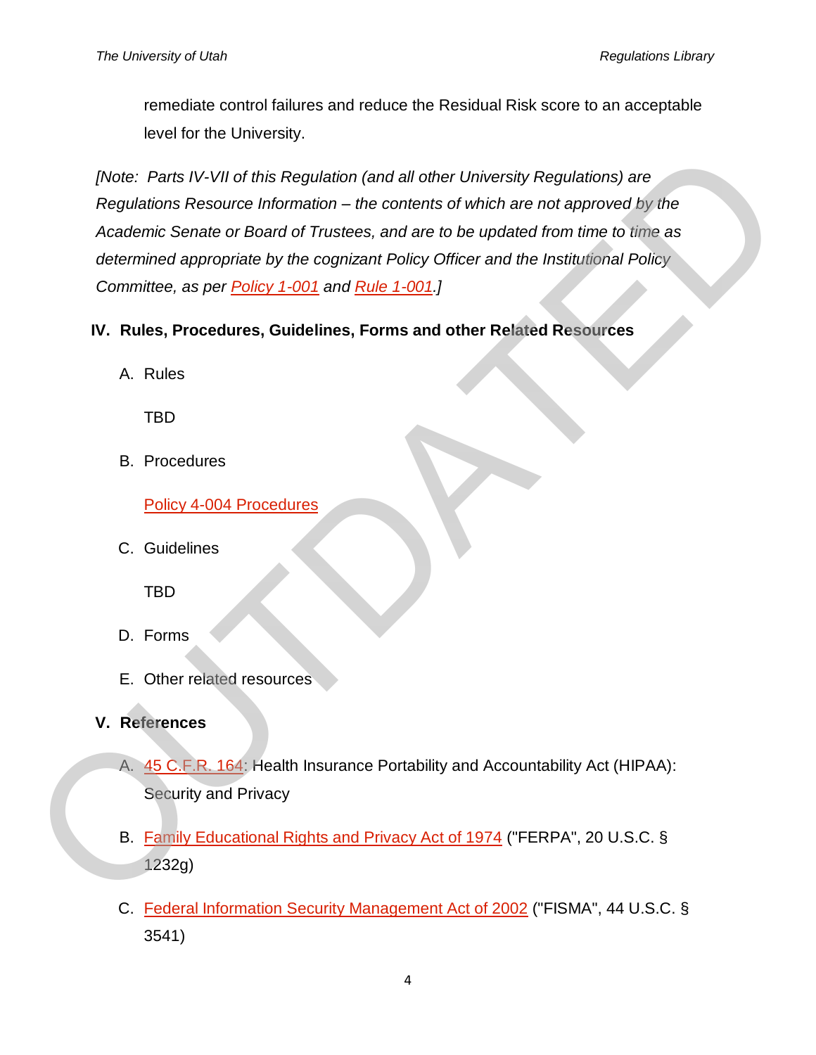remediate control failures and reduce the Residual Risk score to an acceptable level for the University.

*[Note: Parts IV-VII of this Regulation (and all other University Regulations) are Regulations Resource Information – the contents of which are not approved by the Academic Senate or Board of Trustees, and are to be updated from time to time as determined appropriate by the cognizant Policy Officer and the Institutional Policy Committee, as per Policy 1-001 and Rule 1-001.]*

## IV. Rules, Procedures, Guidelines, Forms and other Related Resources

A. Rules

TBD

B. Procedures

Policy 4-004 Procedures

C. Guidelines

TBD

D. Forms

E. Other related resources

## V. References

A. 45 C.F.R. 164: Health Insurance Portability and Accountability Act (HIPAA): Security and Privacy

B. Family Educational Rights and Privacy Act of 1974 ("FERPA", 20 U.S.C. § 1232g)

C. Federal Information Security Management Act of 2002 ("FISMA", 44 U.S.C. § 3541)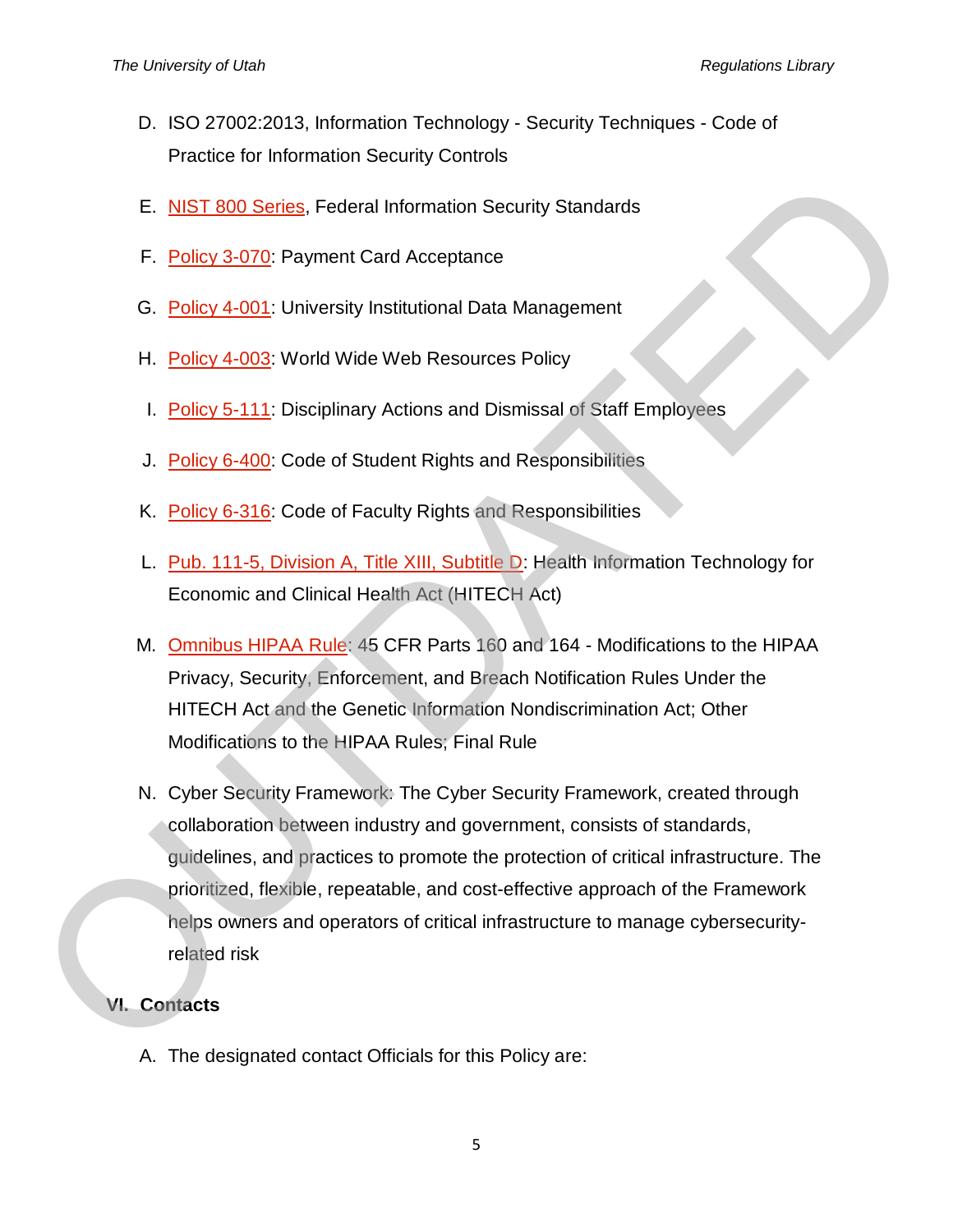D. ISO 27002:2013, Information Technology - Security Techniques - Code of Practice for Information Security Controls

E. NIST 800 Series, Federal Information Security Standards

F. Policy 3-070: Payment Card Acceptance

G. Policy 4-001: University Institutional Data Management

H. Policy 4-003: World Wide Web Resources Policy

I. Policy 5-111: Disciplinary Actions and Dismissal of Staff Employees

J. Policy 6-400: Code of Student Rights and Responsibilities

K. Policy 6-316: Code of Faculty Rights and Responsibilities

L. Pub. 111-5, Division A, Title XIII, Subtitle D: Health Information Technology for Economic and Clinical Health Act (HITECH Act)

M. Omnibus HIPAA Rule: 45 CFR Parts 160 and 164 - Modifications to the HIPAA Privacy, Security, Enforcement, and Breach Notification Rules Under the HITECH Act and the Genetic Information Nondiscrimination Act; Other Modifications to the HIPAA Rules; Final Rule

N. Cyber Security Framework: The Cyber Security Framework, created through collaboration between industry and government, consists of standards, guidelines, and practices to promote the protection of critical infrastructure. The prioritized, flexible, repeatable, and cost-effective approach of the Framework helps owners and operators of critical infrastructure to manage cybersecurity-related risk

## VI. Contacts

A. The designated contact Officials for this Policy are: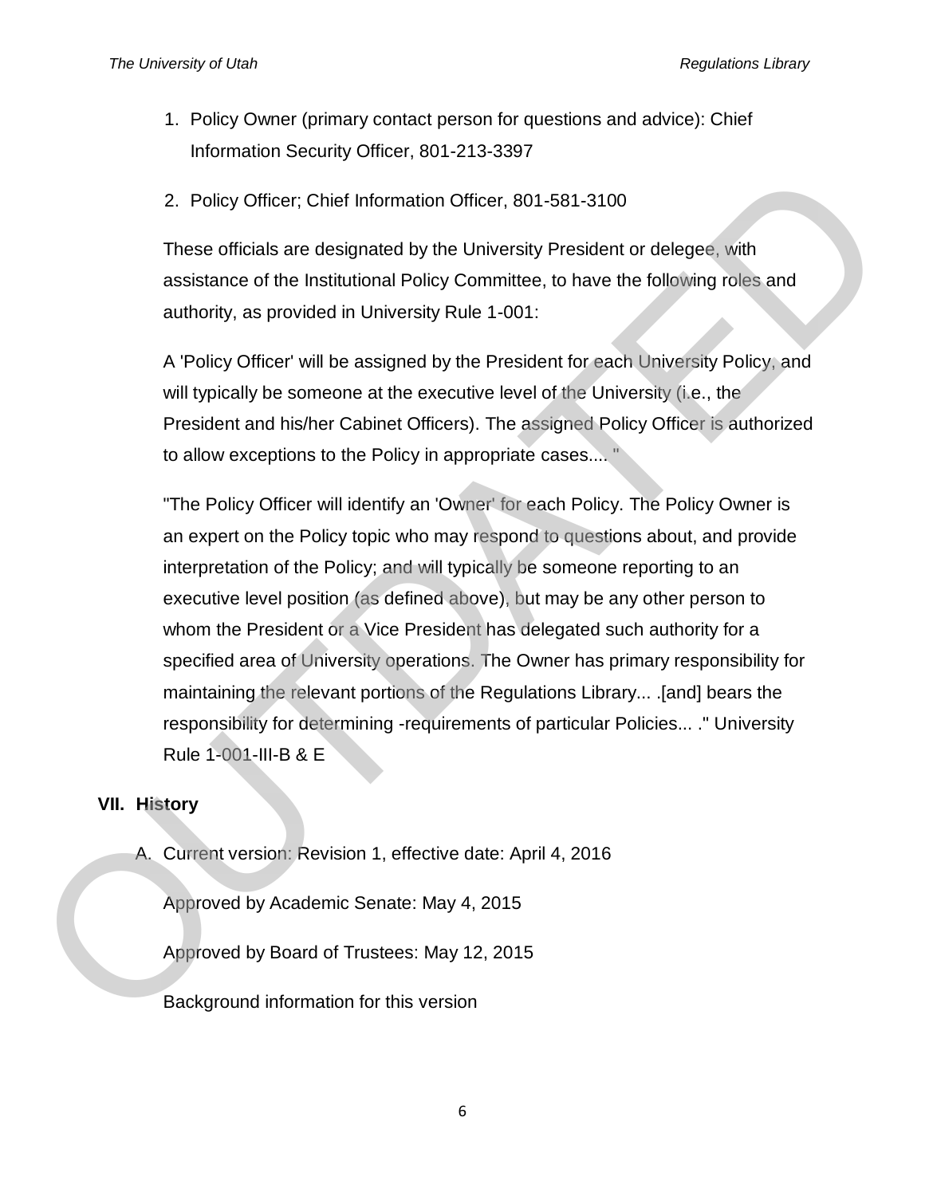1. Policy Owner (primary contact person for questions and advice): Chief Information Security Officer, 801-213-3397

2. Policy Officer; Chief Information Officer, 801-581-3100

These officials are designated by the University President or delegee, with assistance of the Institutional Policy Committee, to have the following roles and authority, as provided in University Rule 1-001:

A 'Policy Officer' will be assigned by the President for each University Policy, and will typically be someone at the executive level of the University (i.e., the President and his/her Cabinet Officers). The assigned Policy Officer is authorized to allow exceptions to the Policy in appropriate cases.... "

"The Policy Officer will identify an 'Owner' for each Policy. The Policy Owner is an expert on the Policy topic who may respond to questions about, and provide interpretation of the Policy; and will typically be someone reporting to an executive level position (as defined above), but may be any other person to whom the President or a Vice President has delegated such authority for a specified area of University operations. The Owner has primary responsibility for maintaining the relevant portions of the Regulations Library... .[and] bears the responsibility for determining -requirements of particular Policies... ." University Rule 1-001-III-B & E

## VII. History

A. Current version: Revision 1, effective date: April 4, 2016

Approved by Academic Senate: May 4, 2015

Approved by Board of Trustees: May 12, 2015

Background information for this version